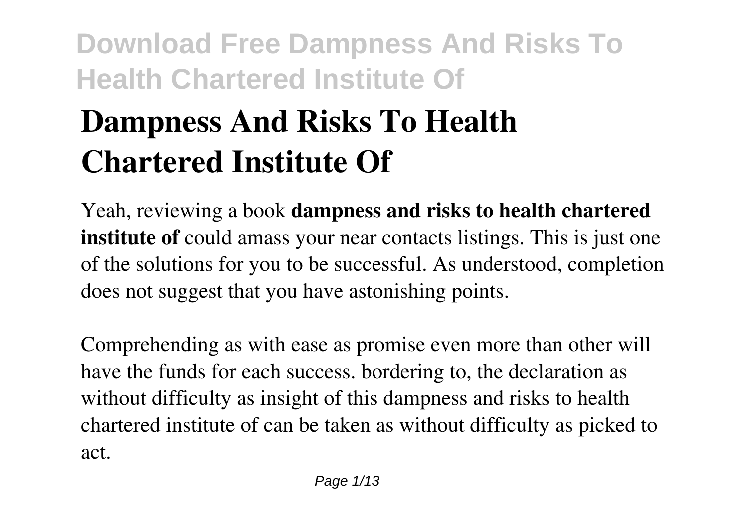# Dampness And Risks To Health Chartered Institute Of

Yeah, reviewing a book **dampness and risks to health chartered institute of** could amass your near contacts listings. This is just one of the solutions for you to be successful. As understood, completion does not suggest that you have astonishing points.

Comprehending as with ease as promise even more than other will have the funds for each success. bordering to, the declaration as without difficulty as insight of this dampness and risks to health chartered institute of can be taken as without difficulty as picked to act.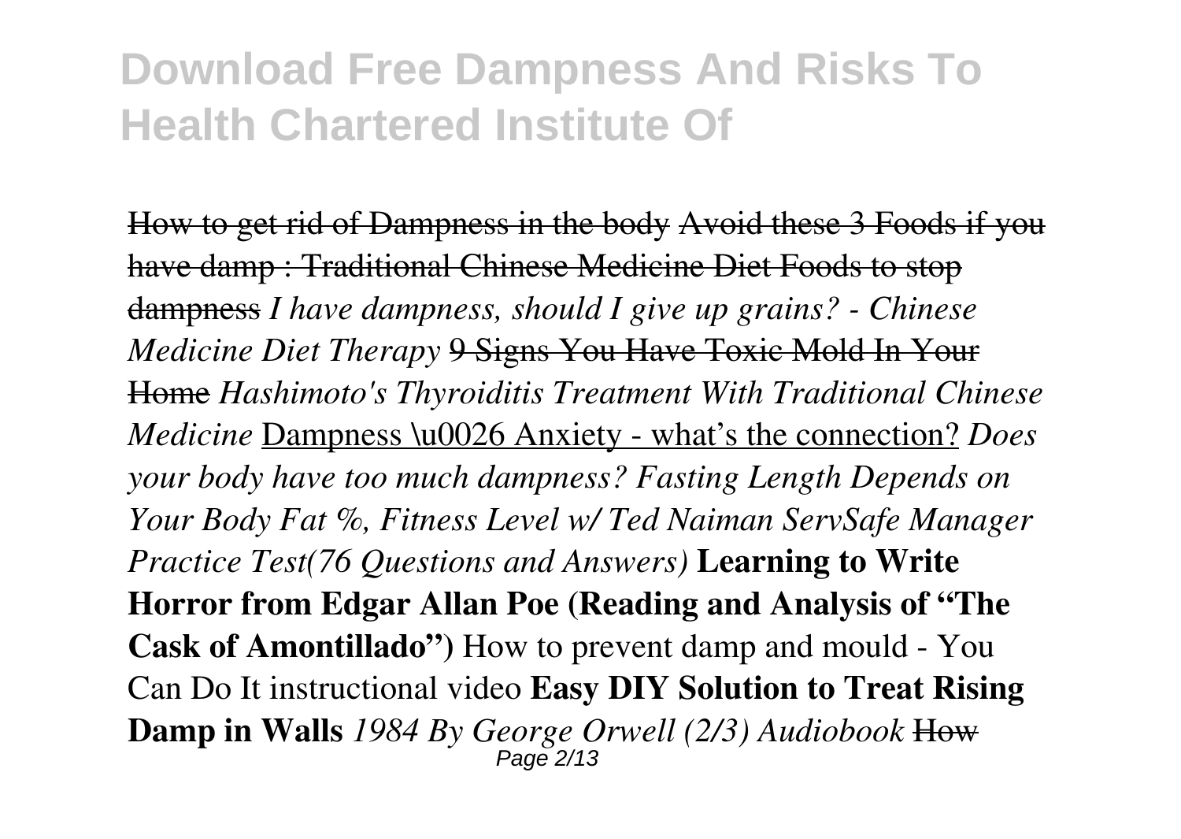# Download Free Dampness And Risks To Health Chartered Institute Of

How to get rid of Dampness in the body Avoid these 3 Foods if you have damp : Traditional Chinese Medicine Diet Foods to stop dampness *I have dampness, should I give up grains? - Chinese Medicine Diet Therapy* 9 Signs You Have Toxic Mold In Your Home *Hashimoto's Thyroiditis Treatment With Traditional Chinese Medicine* Dampness \u0026 Anxiety - what's the connection? *Does your body have too much dampness? Fasting Length Depends on Your Body Fat %, Fitness Level w/ Ted Naiman ServSafe Manager Practice Test(76 Questions and Answers)* **Learning to Write Horror from Edgar Allan Poe (Reading and Analysis of "The Cask of Amontillado")** How to prevent damp and mould - You Can Do It instructional video **Easy DIY Solution to Treat Rising Damp in Walls** *1984 By George Orwell (2/3) Audiobook* How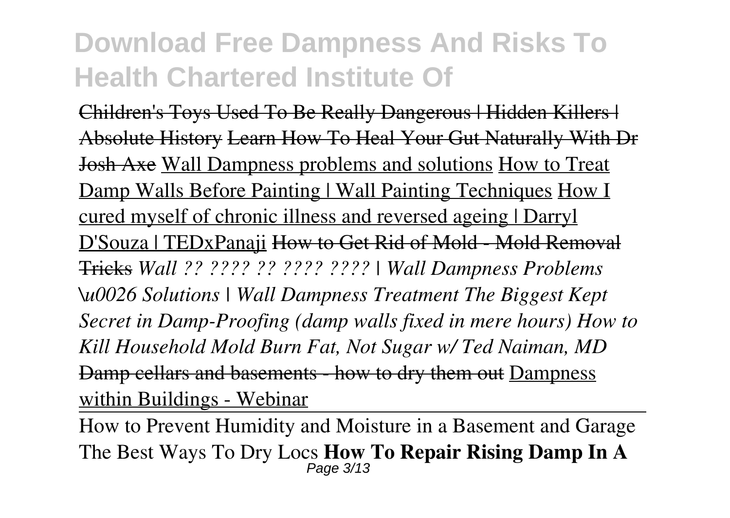Children's Toys Used To Be Really Dangerous | Hidden Killers | Absolute History Learn How To Heal Your Gut Naturally With Dr Josh Axe Wall Dampness problems and solutions How to Treat Damp Walls Before Painting | Wall Painting Techniques How I cured myself of chronic illness and reversed ageing | Darryl D'Souza | TEDxPanaji How to Get Rid of Mold - Mold Removal Tricks *Wall ?? ???? ?? ???? ???? | Wall Dampness Problems \u0026 Solutions | Wall Dampness Treatment The Biggest Kept Secret in Damp-Proofing (damp walls fixed in mere hours) How to Kill Household Mold Burn Fat, Not Sugar w/ Ted Naiman, MD* Damp cellars and basements - how to dry them out Dampness within Buildings - Webinar

How to Prevent Humidity and Moisture in a Basement and Garage The Best Ways To Dry Locs **How To Repair Rising Damp In A**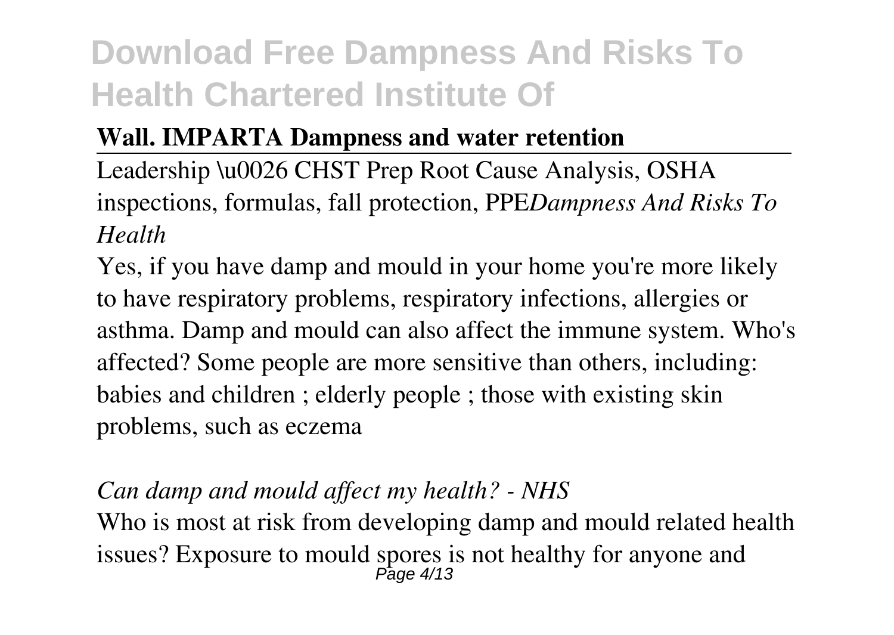**Wall. IMPARTA Dampness and water retention**

Leadership \u0026 CHST Prep Root Cause Analysis, OSHA inspections, formulas, fall protection, PPE*Dampness And Risks To Health*

Yes, if you have damp and mould in your home you're more likely to have respiratory problems, respiratory infections, allergies or asthma. Damp and mould can also affect the immune system. Who's affected? Some people are more sensitive than others, including: babies and children ; elderly people ; those with existing skin problems, such as eczema

*Can damp and mould affect my health? - NHS*

Who is most at risk from developing damp and mould related health issues? Exposure to mould spores is not healthy for anyone and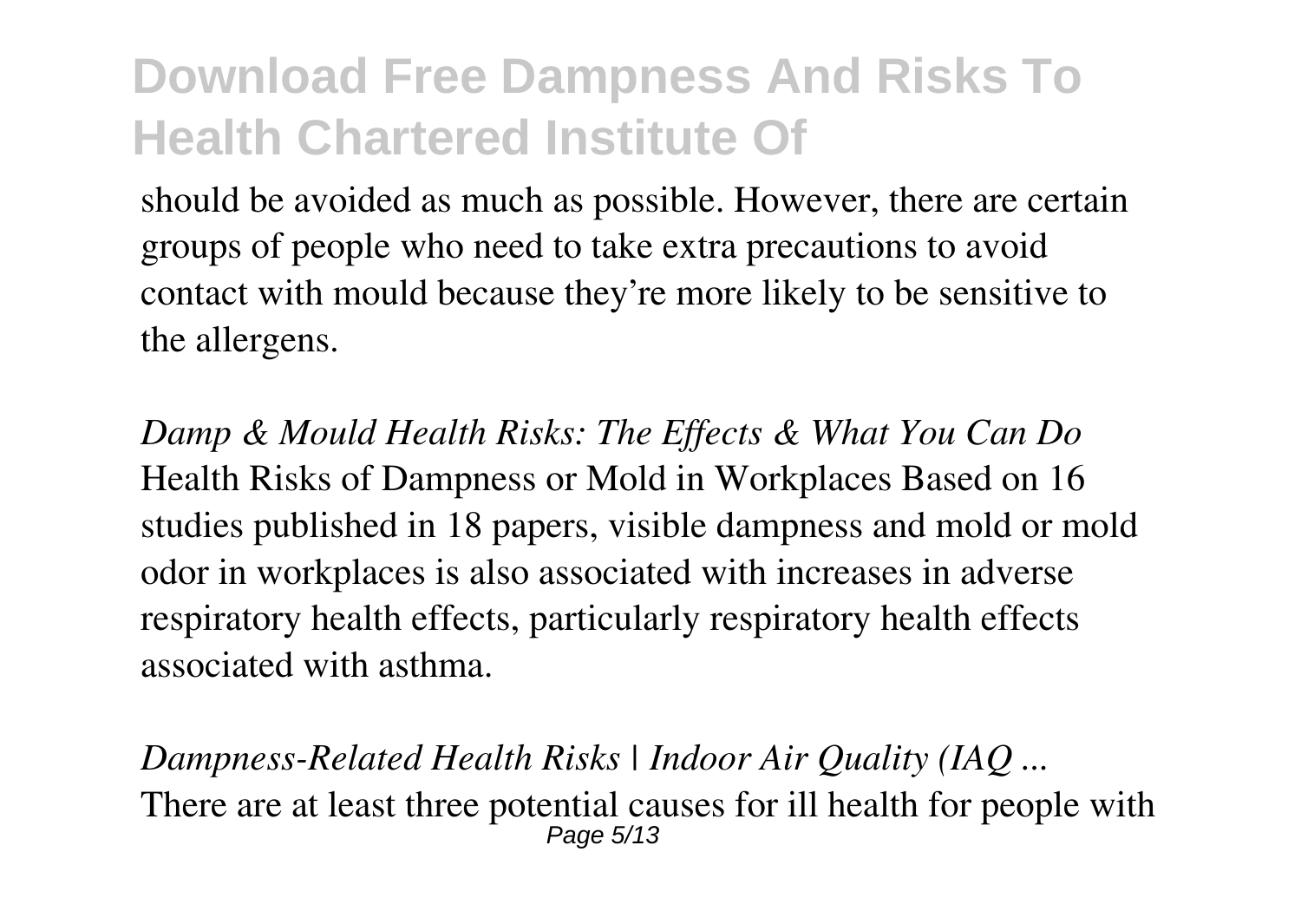should be avoided as much as possible. However, there are certain groups of people who need to take extra precautions to avoid contact with mould because they're more likely to be sensitive to the allergens.

*Damp & Mould Health Risks: The Effects & What You Can Do*
Health Risks of Dampness or Mold in Workplaces Based on 16 studies published in 18 papers, visible dampness and mold or mold odor in workplaces is also associated with increases in adverse respiratory health effects, particularly respiratory health effects associated with asthma.

*Dampness-Related Health Risks | Indoor Air Quality (IAQ ...*
There are at least three potential causes for ill health for people with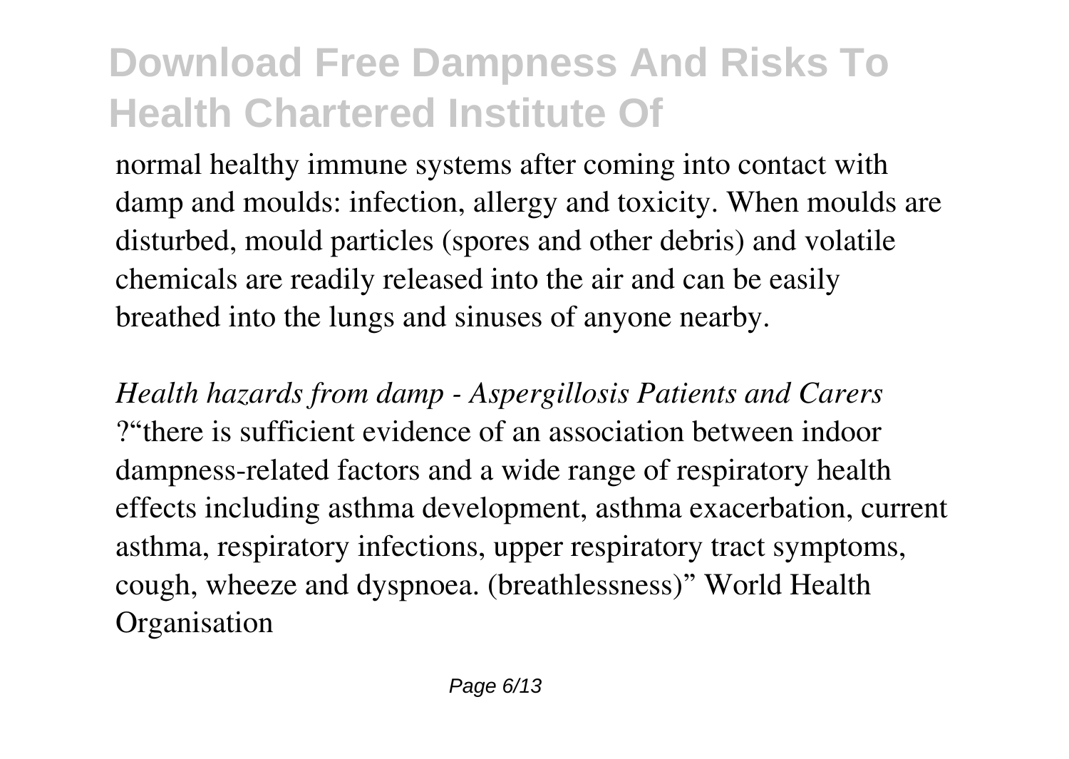normal healthy immune systems after coming into contact with damp and moulds: infection, allergy and toxicity. When moulds are disturbed, mould particles (spores and other debris) and volatile chemicals are readily released into the air and can be easily breathed into the lungs and sinuses of anyone nearby.

*Health hazards from damp - Aspergillosis Patients and Carers*
?"there is sufficient evidence of an association between indoor dampness-related factors and a wide range of respiratory health effects including asthma development, asthma exacerbation, current asthma, respiratory infections, upper respiratory tract symptoms, cough, wheeze and dyspnoea. (breathlessness)" World Health Organisation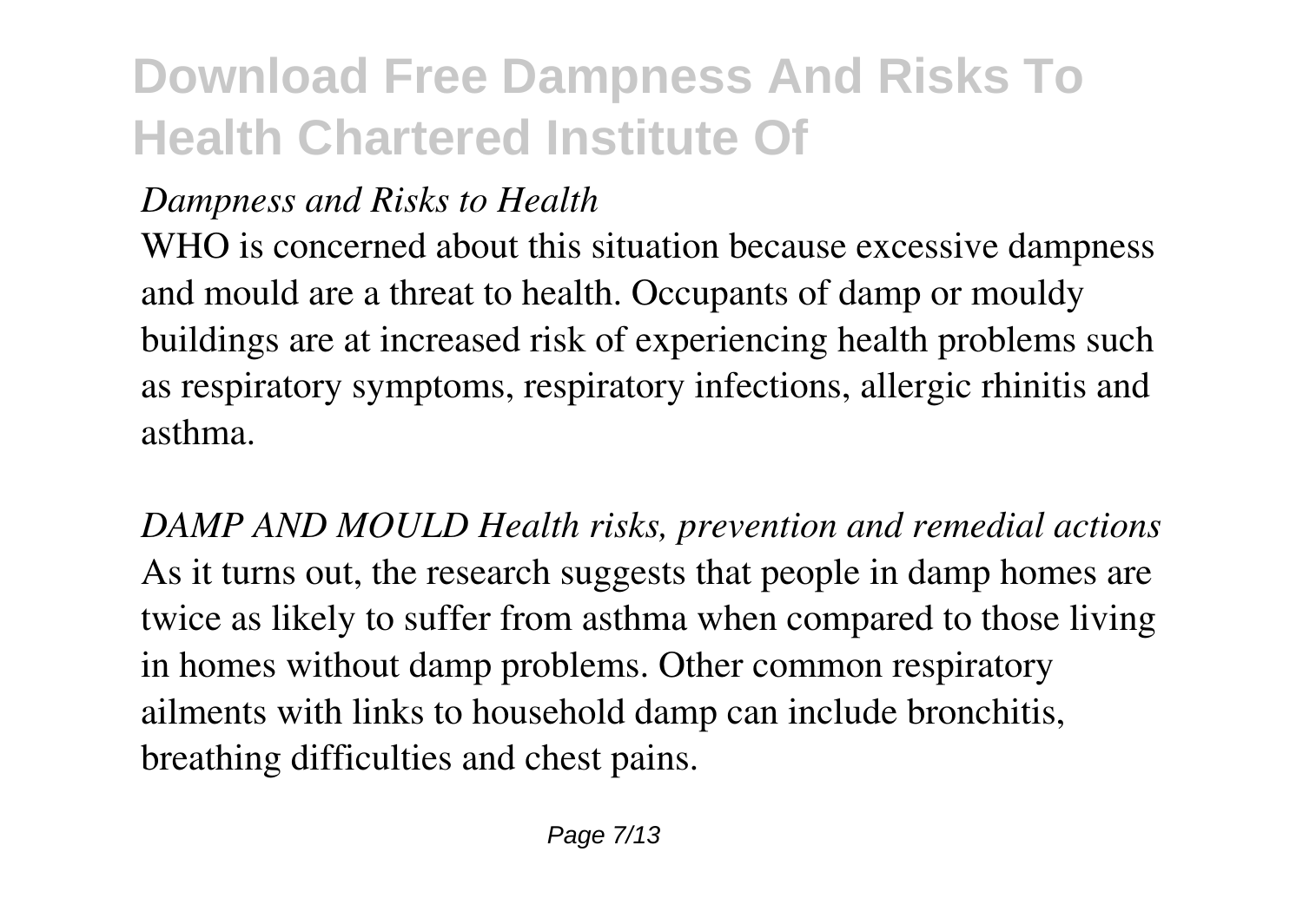*Dampness and Risks to Health*

WHO is concerned about this situation because excessive dampness and mould are a threat to health. Occupants of damp or mouldy buildings are at increased risk of experiencing health problems such as respiratory symptoms, respiratory infections, allergic rhinitis and asthma.

*DAMP AND MOULD Health risks, prevention and remedial actions*

As it turns out, the research suggests that people in damp homes are twice as likely to suffer from asthma when compared to those living in homes without damp problems. Other common respiratory ailments with links to household damp can include bronchitis, breathing difficulties and chest pains.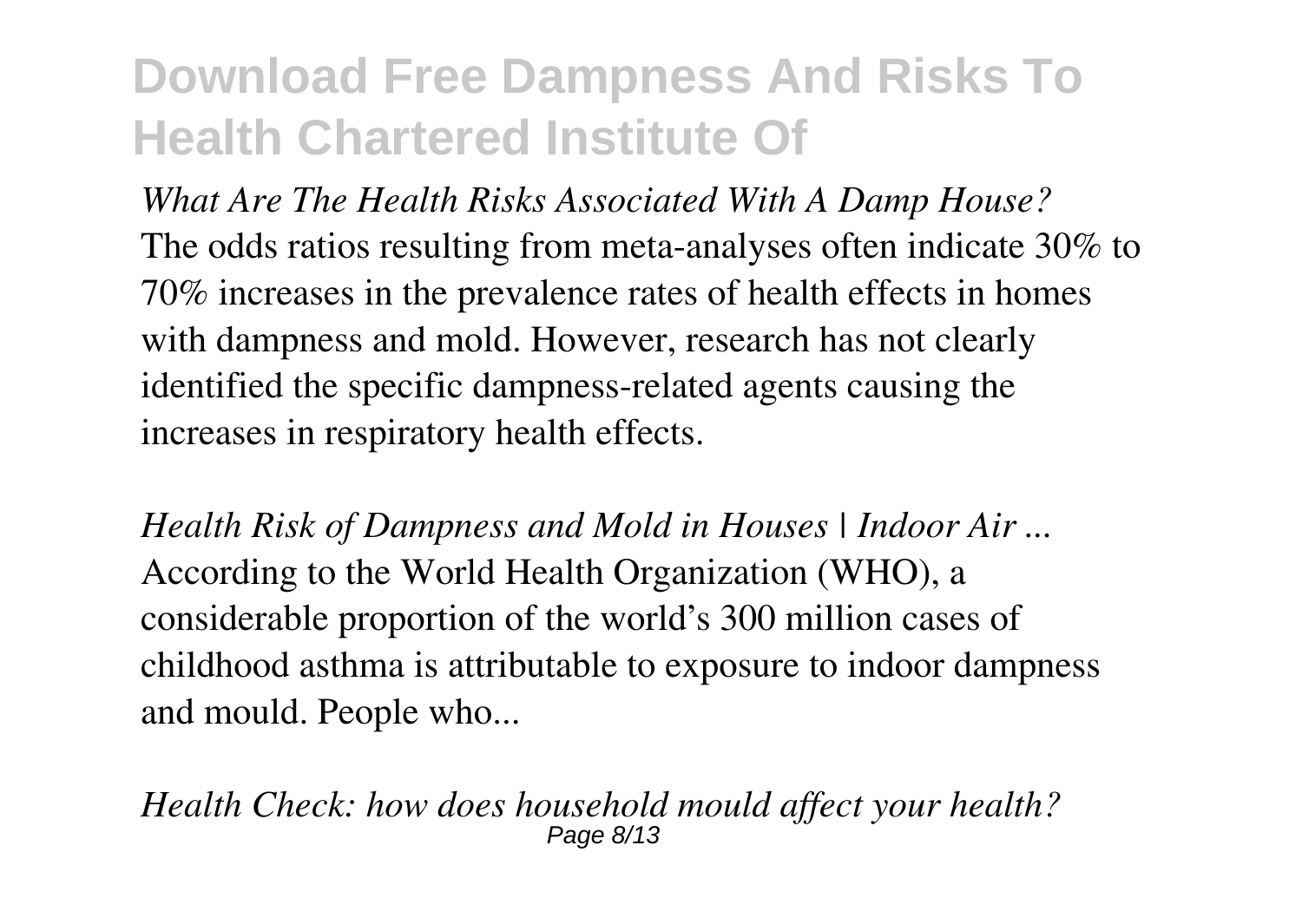*What Are The Health Risks Associated With A Damp House?*

The odds ratios resulting from meta-analyses often indicate 30% to 70% increases in the prevalence rates of health effects in homes with dampness and mold. However, research has not clearly identified the specific dampness-related agents causing the increases in respiratory health effects.

*Health Risk of Dampness and Mold in Houses | Indoor Air ...*

According to the World Health Organization (WHO), a considerable proportion of the world's 300 million cases of childhood asthma is attributable to exposure to indoor dampness and mould. People who...

*Health Check: how does household mould affect your health?*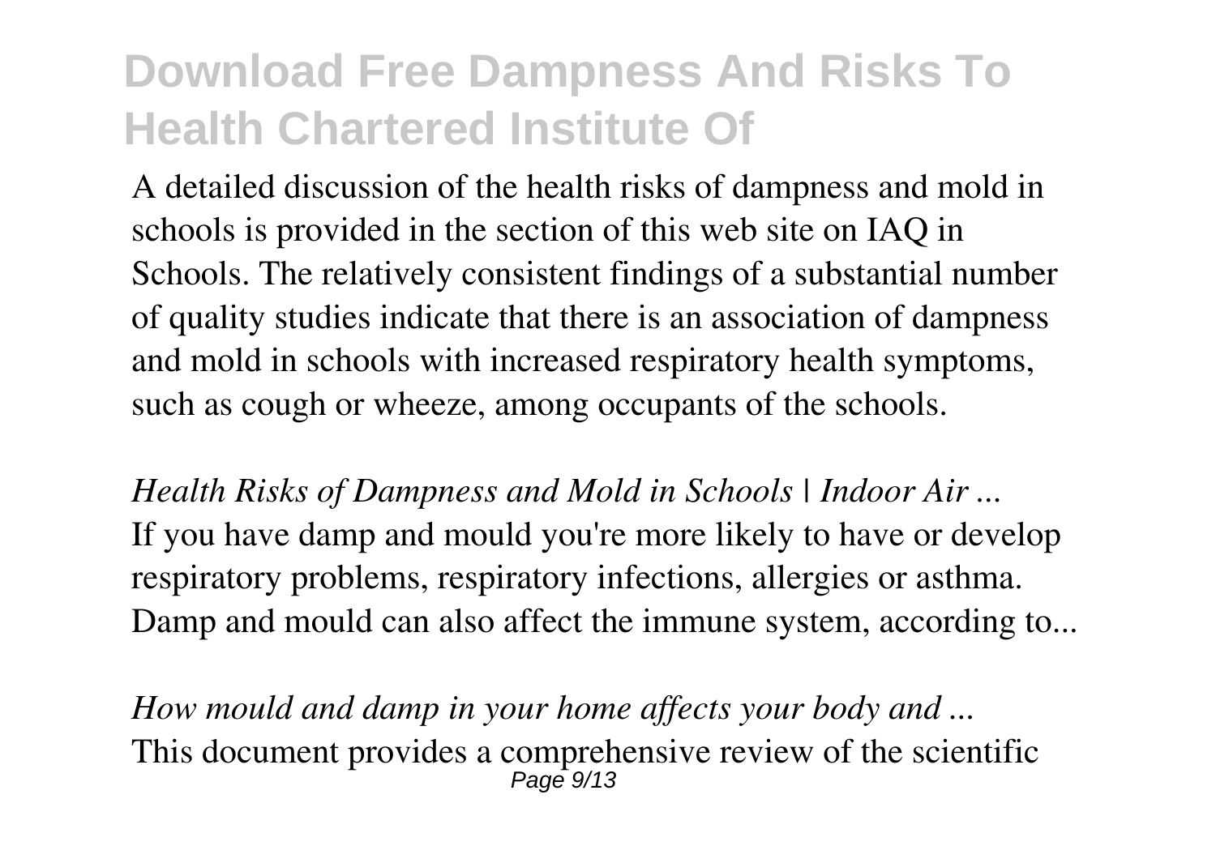A detailed discussion of the health risks of dampness and mold in schools is provided in the section of this web site on IAQ in Schools. The relatively consistent findings of a substantial number of quality studies indicate that there is an association of dampness and mold in schools with increased respiratory health symptoms, such as cough or wheeze, among occupants of the schools.

*Health Risks of Dampness and Mold in Schools | Indoor Air ...*
If you have damp and mould you're more likely to have or develop respiratory problems, respiratory infections, allergies or asthma. Damp and mould can also affect the immune system, according to...

*How mould and damp in your home affects your body and ...*
This document provides a comprehensive review of the scientific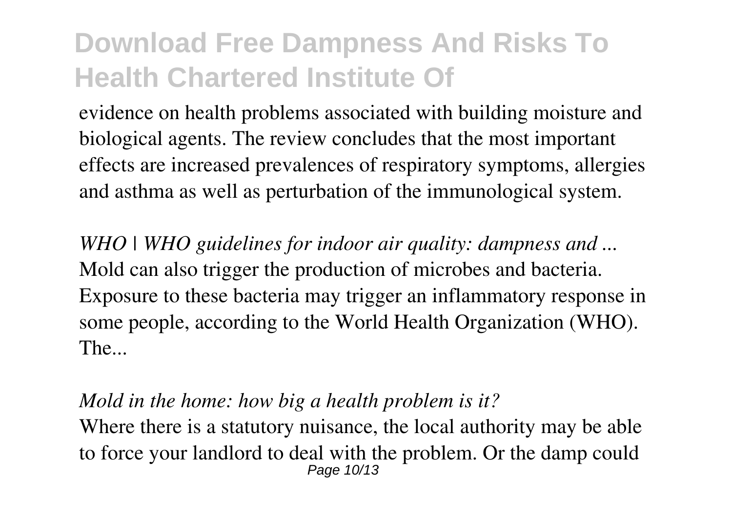evidence on health problems associated with building moisture and biological agents. The review concludes that the most important effects are increased prevalences of respiratory symptoms, allergies and asthma as well as perturbation of the immunological system.

*WHO | WHO guidelines for indoor air quality: dampness and ...*
Mold can also trigger the production of microbes and bacteria. Exposure to these bacteria may trigger an inflammatory response in some people, according to the World Health Organization (WHO). The...

*Mold in the home: how big a health problem is it?*
Where there is a statutory nuisance, the local authority may be able to force your landlord to deal with the problem. Or the damp could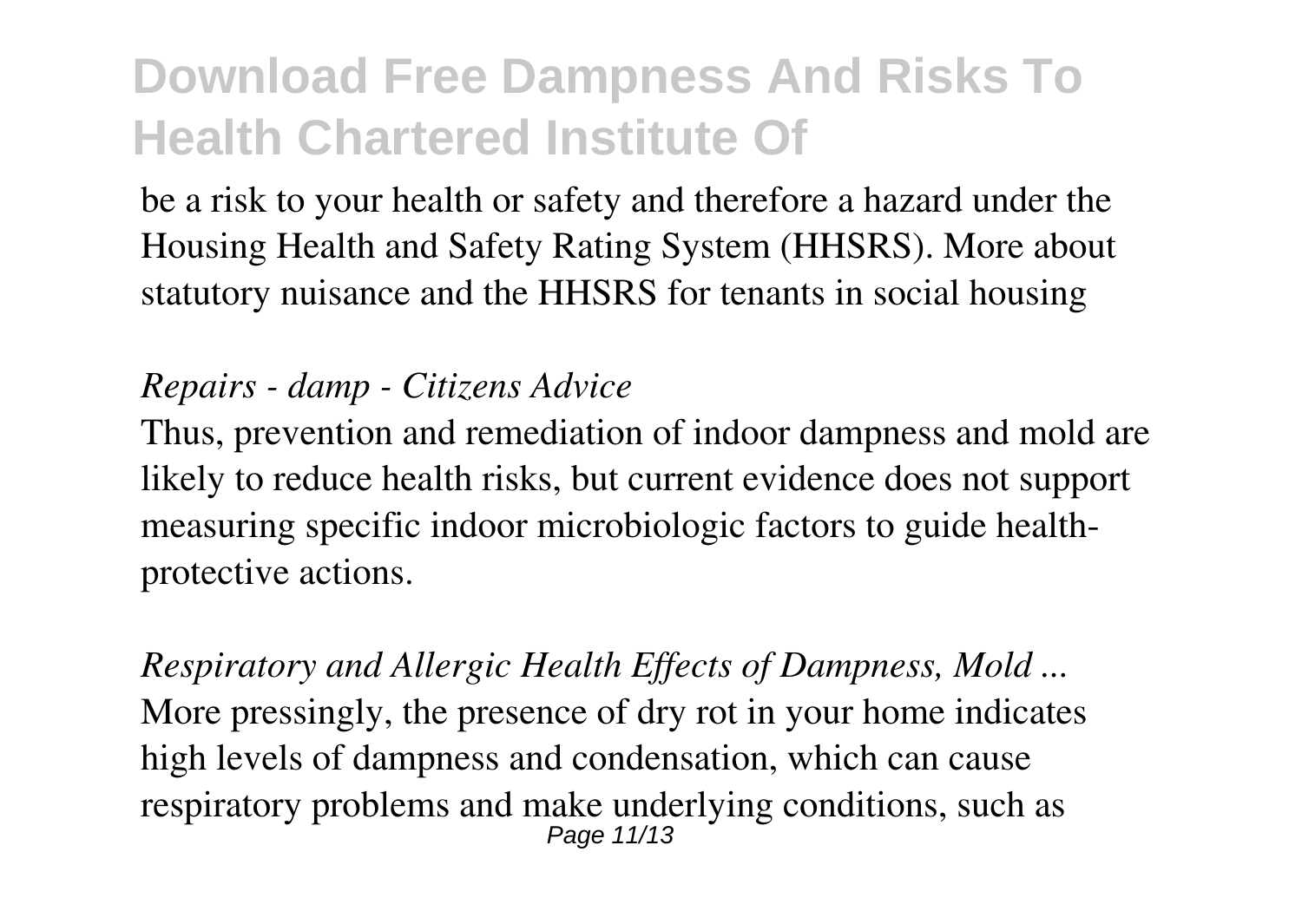be a risk to your health or safety and therefore a hazard under the Housing Health and Safety Rating System (HHSRS). More about statutory nuisance and the HHSRS for tenants in social housing

*Repairs - damp - Citizens Advice*

Thus, prevention and remediation of indoor dampness and mold are likely to reduce health risks, but current evidence does not support measuring specific indoor microbiologic factors to guide health-protective actions.

*Respiratory and Allergic Health Effects of Dampness, Mold ...*

More pressingly, the presence of dry rot in your home indicates high levels of dampness and condensation, which can cause respiratory problems and make underlying conditions, such as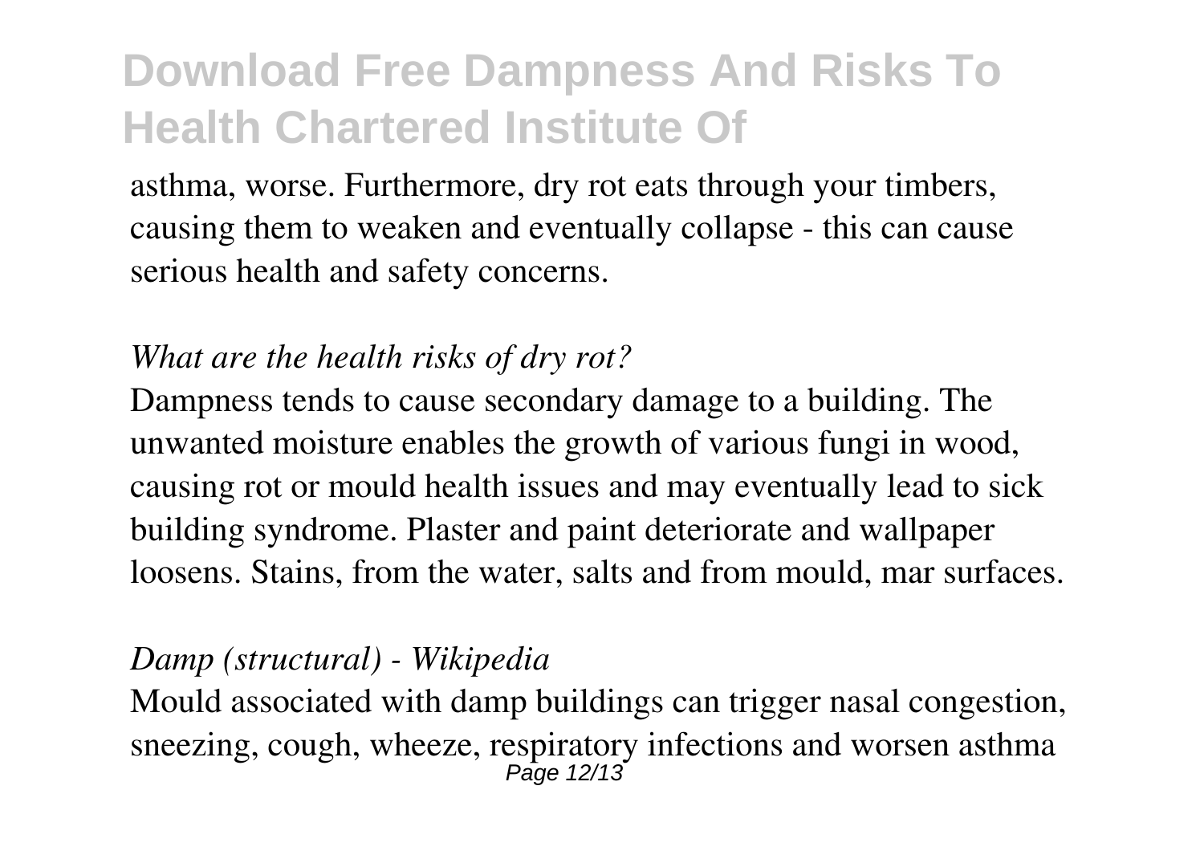asthma, worse. Furthermore, dry rot eats through your timbers, causing them to weaken and eventually collapse - this can cause serious health and safety concerns.

*What are the health risks of dry rot?*

Dampness tends to cause secondary damage to a building. The unwanted moisture enables the growth of various fungi in wood, causing rot or mould health issues and may eventually lead to sick building syndrome. Plaster and paint deteriorate and wallpaper loosens. Stains, from the water, salts and from mould, mar surfaces.

*Damp (structural) - Wikipedia*

Mould associated with damp buildings can trigger nasal congestion, sneezing, cough, wheeze, respiratory infections and worsen asthma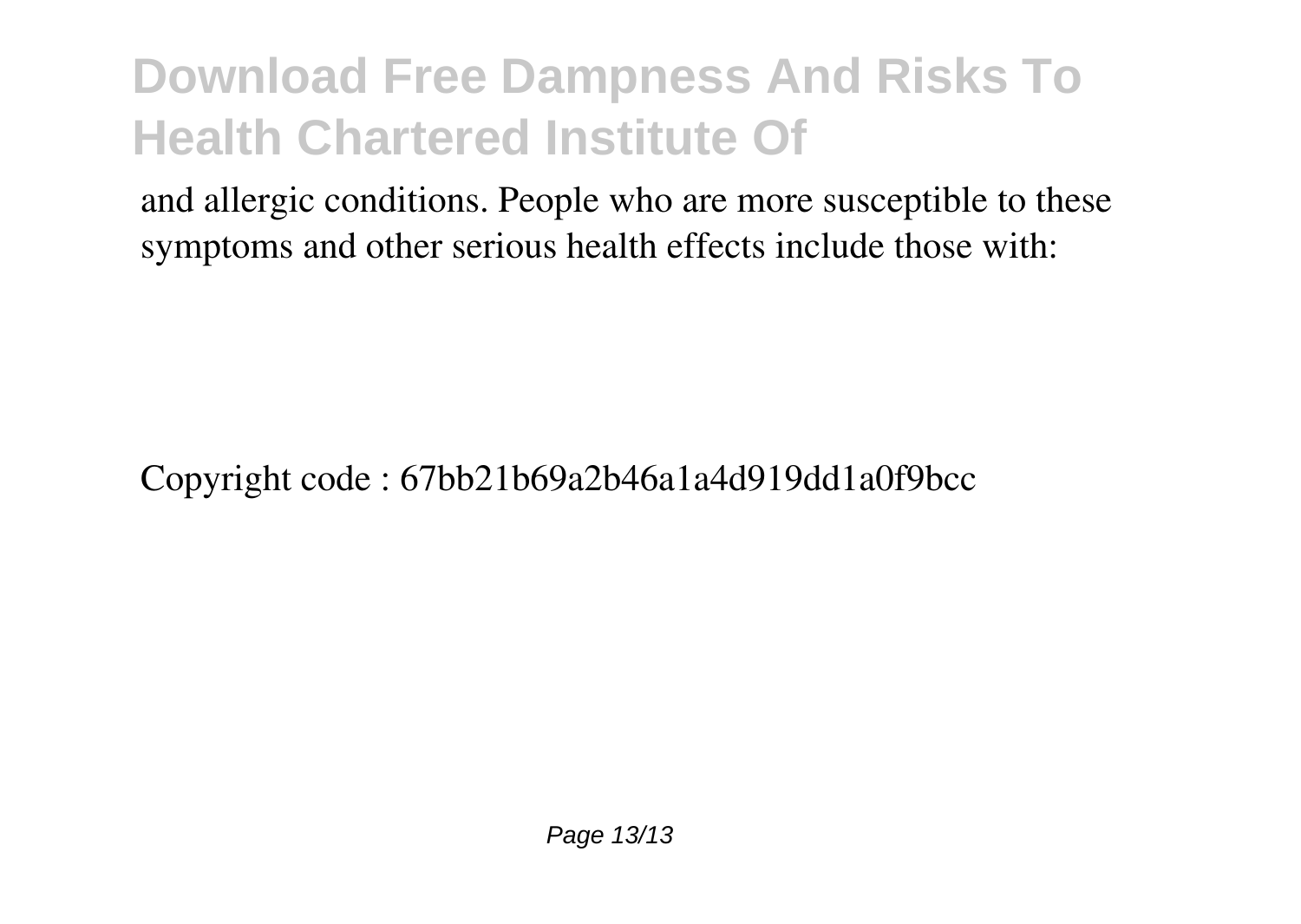and allergic conditions. People who are more susceptible to these symptoms and other serious health effects include those with:

Copyright code : 67bb21b69a2b46a1a4d919dd1a0f9bcc